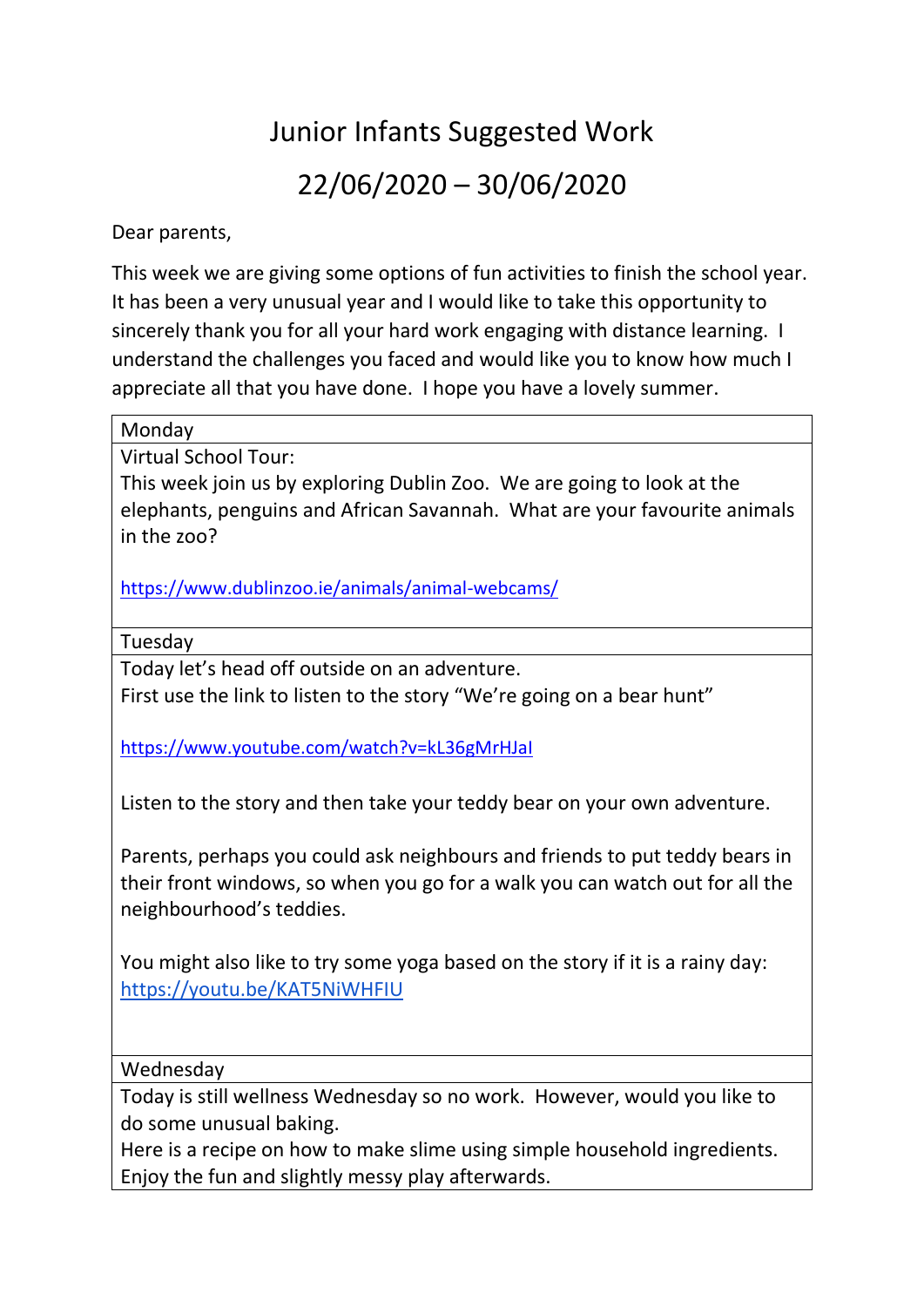# Junior Infants Suggested Work

# 22/06/2020 – 30/06/2020

Dear parents,

This week we are giving some options of fun activities to finish the school year. It has been a very unusual year and I would like to take this opportunity to sincerely thank you for all your hard work engaging with distance learning. I understand the challenges you faced and would like you to know how much I appreciate all that you have done. I hope you have a lovely summer.

| Monday |
|---|
| Virtual School Tour:<br>This week join us by exploring Dublin Zoo. We are going to look at the elephants, penguins and African Savannah. What are your favourite animals in the zoo?<br><br>https://www.dublinzoo.ie/animals/animal-webcams/ |
| Tuesday |
| Today let's head off outside on an adventure.<br>First use the link to listen to the story "We're going on a bear hunt"<br><br>https://www.youtube.com/watch?v=kL36gMrHJaI<br><br>Listen to the story and then take your teddy bear on your own adventure.<br><br>Parents, perhaps you could ask neighbours and friends to put teddy bears in their front windows, so when you go for a walk you can watch out for all the neighbourhood's teddies.<br><br>You might also like to try some yoga based on the story if it is a rainy day: https://youtu.be/KAT5NiWHFIU |
| Wednesday |
| Today is still wellness Wednesday so no work. However, would you like to do some unusual baking.<br>Here is a recipe on how to make slime using simple household ingredients. Enjoy the fun and slightly messy play afterwards. |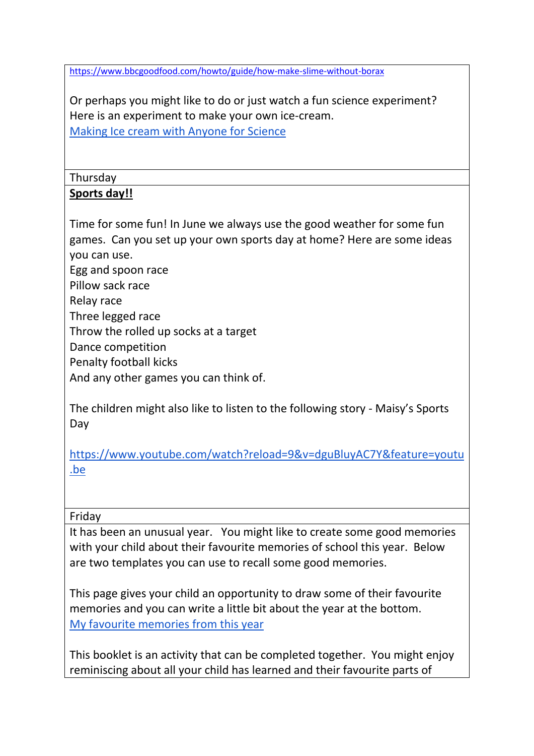https://www.bbcgoodfood.com/howto/guide/how-make-slime-without-borax

Or perhaps you might like to do or just watch a fun science experiment? Here is an experiment to make your own ice-cream.
Making Ice cream with Anyone for Science

Thursday

**Sports day!!**

Time for some fun! In June we always use the good weather for some fun games. Can you set up your own sports day at home? Here are some ideas you can use.
Egg and spoon race
Pillow sack race
Relay race
Three legged race
Throw the rolled up socks at a target
Dance competition
Penalty football kicks
And any other games you can think of.

The children might also like to listen to the following story - Maisy's Sports Day

https://www.youtube.com/watch?reload=9&v=dguBluyAC7Y&feature=youtu.be

Friday

It has been an unusual year. You might like to create some good memories with your child about their favourite memories of school this year. Below are two templates you can use to recall some good memories.

This page gives your child an opportunity to draw some of their favourite memories and you can write a little bit about the year at the bottom.
My favourite memories from this year

This booklet is an activity that can be completed together. You might enjoy reminiscing about all your child has learned and their favourite parts of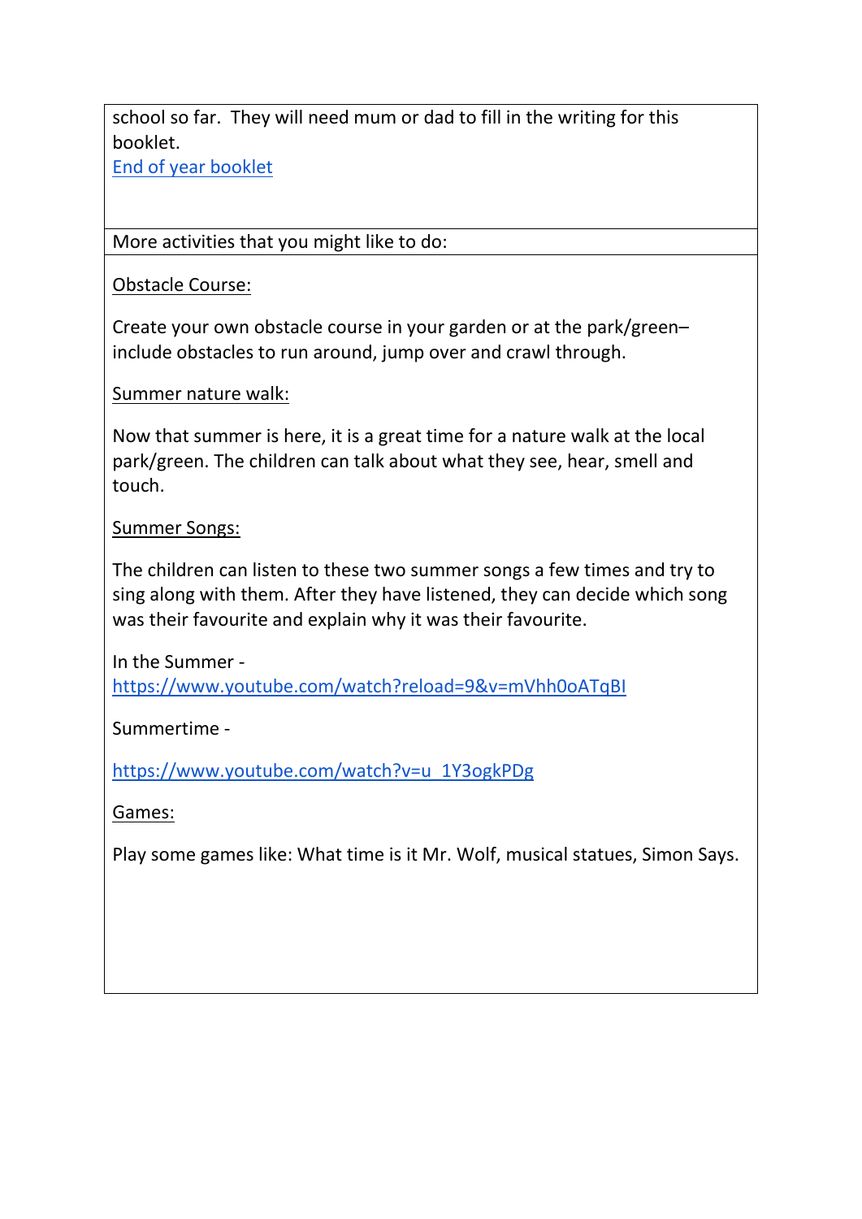school so far. They will need mum or dad to fill in the writing for this booklet.
End of year booklet

More activities that you might like to do:

Obstacle Course:

Create your own obstacle course in your garden or at the park/green– include obstacles to run around, jump over and crawl through.

Summer nature walk:

Now that summer is here, it is a great time for a nature walk at the local park/green. The children can talk about what they see, hear, smell and touch.

Summer Songs:

The children can listen to these two summer songs a few times and try to sing along with them. After they have listened, they can decide which song was their favourite and explain why it was their favourite.

In the Summer -
https://www.youtube.com/watch?reload=9&v=mVhh0oATqBI

Summertime -

https://www.youtube.com/watch?v=u_1Y3ogkPDg

Games:

Play some games like: What time is it Mr. Wolf, musical statues, Simon Says.